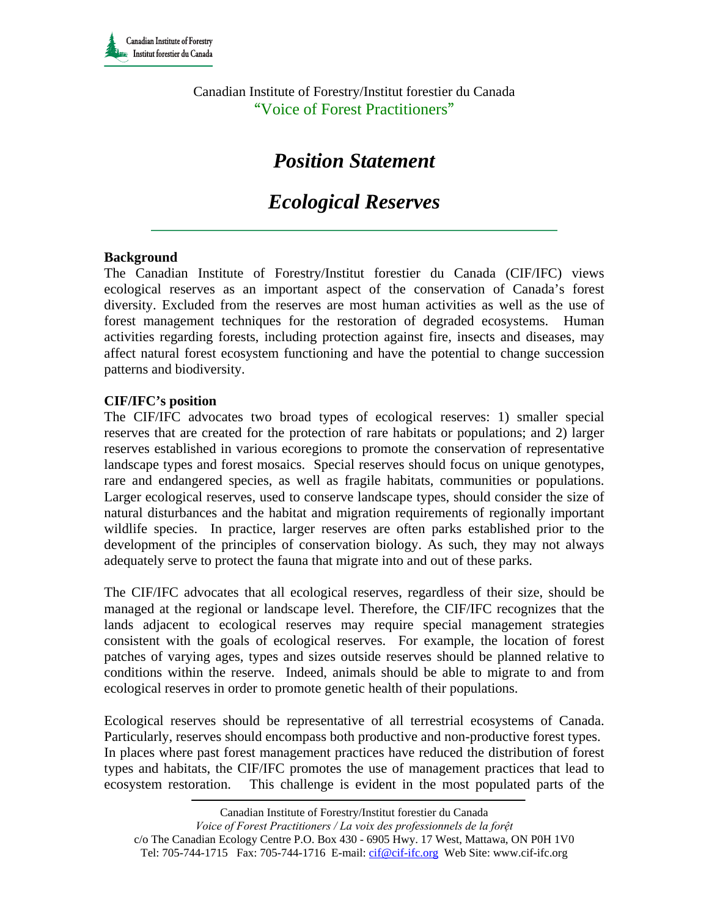Canadian Institute of Forestry/Institut forestier du Canada
"Voice of Forest Practitioners"

# *Position Statement*

# *Ecological Reserves*

## Background

The Canadian Institute of Forestry/Institut forestier du Canada (CIF/IFC) views ecological reserves as an important aspect of the conservation of Canada's forest diversity. Excluded from the reserves are most human activities as well as the use of forest management techniques for the restoration of degraded ecosystems. Human activities regarding forests, including protection against fire, insects and diseases, may affect natural forest ecosystem functioning and have the potential to change succession patterns and biodiversity.

## CIF/IFC's position

The CIF/IFC advocates two broad types of ecological reserves: 1) smaller special reserves that are created for the protection of rare habitats or populations; and 2) larger reserves established in various ecoregions to promote the conservation of representative landscape types and forest mosaics. Special reserves should focus on unique genotypes, rare and endangered species, as well as fragile habitats, communities or populations. Larger ecological reserves, used to conserve landscape types, should consider the size of natural disturbances and the habitat and migration requirements of regionally important wildlife species. In practice, larger reserves are often parks established prior to the development of the principles of conservation biology. As such, they may not always adequately serve to protect the fauna that migrate into and out of these parks.

The CIF/IFC advocates that all ecological reserves, regardless of their size, should be managed at the regional or landscape level. Therefore, the CIF/IFC recognizes that the lands adjacent to ecological reserves may require special management strategies consistent with the goals of ecological reserves. For example, the location of forest patches of varying ages, types and sizes outside reserves should be planned relative to conditions within the reserve. Indeed, animals should be able to migrate to and from ecological reserves in order to promote genetic health of their populations.

Ecological reserves should be representative of all terrestrial ecosystems of Canada. Particularly, reserves should encompass both productive and non-productive forest types. In places where past forest management practices have reduced the distribution of forest types and habitats, the CIF/IFC promotes the use of management practices that lead to ecosystem restoration. This challenge is evident in the most populated parts of the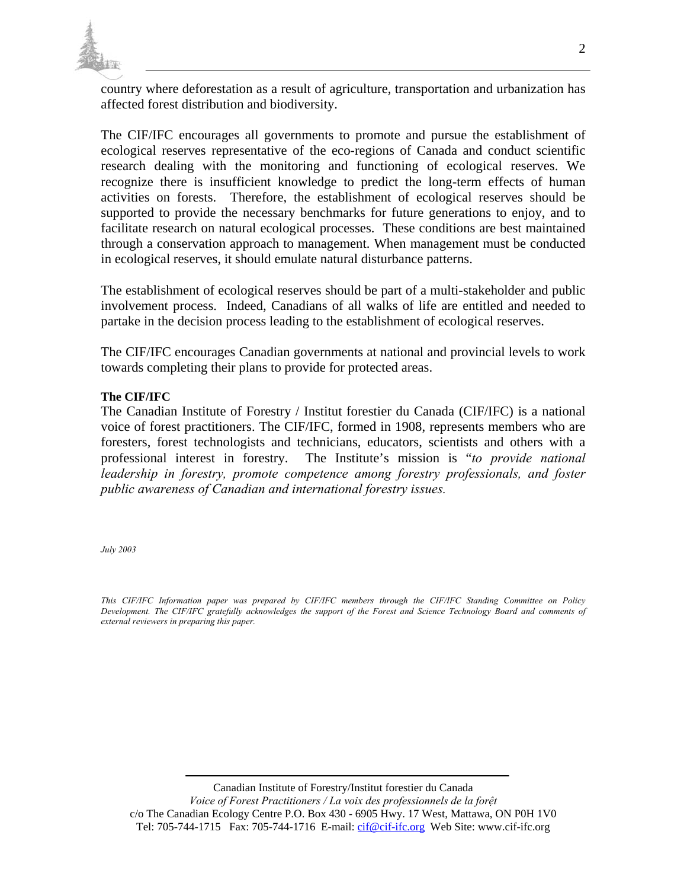country where deforestation as a result of agriculture, transportation and urbanization has affected forest distribution and biodiversity.

The CIF/IFC encourages all governments to promote and pursue the establishment of ecological reserves representative of the eco-regions of Canada and conduct scientific research dealing with the monitoring and functioning of ecological reserves. We recognize there is insufficient knowledge to predict the long-term effects of human activities on forests. Therefore, the establishment of ecological reserves should be supported to provide the necessary benchmarks for future generations to enjoy, and to facilitate research on natural ecological processes. These conditions are best maintained through a conservation approach to management. When management must be conducted in ecological reserves, it should emulate natural disturbance patterns.

The establishment of ecological reserves should be part of a multi-stakeholder and public involvement process. Indeed, Canadians of all walks of life are entitled and needed to partake in the decision process leading to the establishment of ecological reserves.

The CIF/IFC encourages Canadian governments at national and provincial levels to work towards completing their plans to provide for protected areas.

**The CIF/IFC**

The Canadian Institute of Forestry / Institut forestier du Canada (CIF/IFC) is a national voice of forest practitioners. The CIF/IFC, formed in 1908, represents members who are foresters, forest technologists and technicians, educators, scientists and others with a professional interest in forestry. The Institute's mission is "*to provide national leadership in forestry, promote competence among forestry professionals, and foster public awareness of Canadian and international forestry issues.*

*July 2003*

*This CIF/IFC Information paper was prepared by CIF/IFC members through the CIF/IFC Standing Committee on Policy Development. The CIF/IFC gratefully acknowledges the support of the Forest and Science Technology Board and comments of external reviewers in preparing this paper.*

Canadian Institute of Forestry/Institut forestier du Canada
*Voice of Forest Practitioners / La voix des professionnels de la forệt*
c/o The Canadian Ecology Centre P.O. Box 430 - 6905 Hwy. 17 West, Mattawa, ON P0H 1V0
Tel: 705-744-1715 Fax: 705-744-1716 E-mail: cif@cif-ifc.org Web Site: www.cif-ifc.org